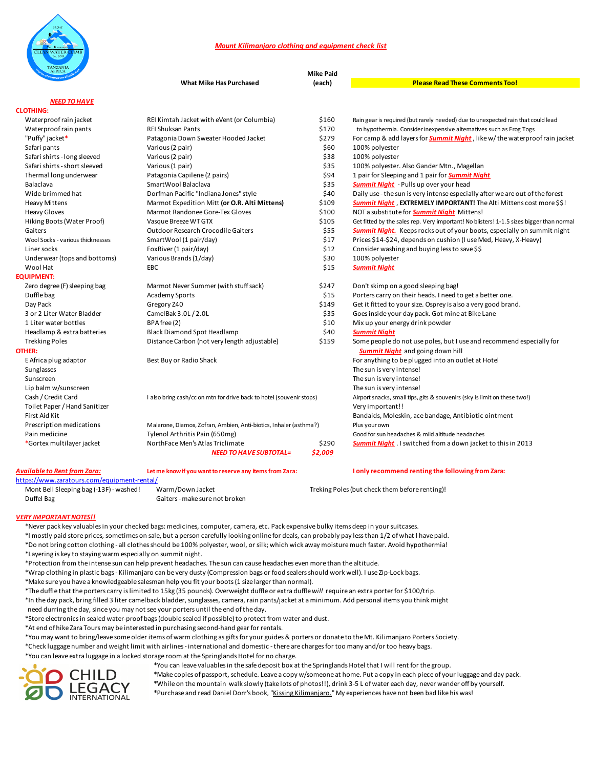# *Mount Kilimanjaro clothing and equipment check list*

| *NEED TO HAVE* | What Mike Has Purchased | Mike Paid (each) | Please Read These Comments Too! |
|---|---|---|---|
| **CLOTHING:** | | | |
| Waterproof rain jacket | REI Kimtah Jacket with eVent (or Columbia) | $160 | Rain gear is required (but rarely needed) due to unexpected rain that could lead to hypothermia. Consider inexpensive alternatives such as Frog Togs |
| Waterproof rain pants | REI Shuksan Pants | $170 | |
| "Puffy" jacket* | Patagonia Down Sweater Hooded Jacket | $279 | For camp & add layers for ***Summit Night***, like w/ the waterproof rain jacket |
| Safari pants | Various (2 pair) | $60 | 100% polyester |
| Safari shirts - long sleeved | Various (2 pair) | $38 | 100% polyester |
| Safari shirts - short sleeved | Various (1 pair) | $35 | 100% polyester. Also Gander Mtn., Magellan |
| Thermal long underwear | Patagonia Capilene (2 pairs) | $94 | 1 pair for Sleeping and 1 pair for ***Summit Night*** |
| Balaclava | SmartWool Balaclava | $35 | ***Summit Night*** - Pulls up over your head |
| Wide-brimmed hat | Dorfman Pacific "Indiana Jones" style | $40 | Daily use - the sun is very intense especially after we are out of the forest |
| Heavy Mittens | Marmot Expedition Mitt **(or O.R. Alti Mittens)** | $109 | ***Summit Night***, **EXTREMELY IMPORTANT!** The Alti Mittens cost more $$! |
| Heavy Gloves | Marmot Randonee Gore-Tex Gloves | $100 | NOT a substitute for ***Summit Night*** Mittens! |
| Hiking Boots (Water Proof) | Vasque Breeze WT GTX | $105 | Get fitted by the sales rep. Very important! No blisters! 1-1.5 sizes bigger than normal |
| Gaiters | Outdoor Research Crocodile Gaiters | $55 | ***Summit Night.*** Keeps rocks out of your boots, especially on summit night |
| Wool Socks - various thicknesses | SmartWool (1 pair/day) | $17 | Prices $14-$24, depends on cushion (I use Med, Heavy, X-Heavy) |
| Liner socks | FoxRiver (1 pair/day) | $12 | Consider washing and buying less to save $$ |
| Underwear (tops and bottoms) | Various Brands (1/day) | $30 | 100% polyester |
| Wool Hat | EBC | $15 | ***Summit Night*** |
| **EQUIPMENT:** | | | |
| Zero degree (F) sleeping bag | Marmot Never Summer (with stuff sack) | $247 | Don't skimp on a good sleeping bag! |
| Duffle bag | Academy Sports | $15 | Porters carry on their heads. I need to get a better one. |
| Day Pack | Gregory Z40 | $149 | Get it fitted to your size. Osprey is also a very good brand. |
| 3 or 2 Liter Water Bladder | CamelBak 3.0L / 2.0L | $35 | Goes inside your day pack. Got mine at Bike Lane |
| 1 Liter water bottles | BPA free (2) | $10 | Mix up your energy drink powder |
| Headlamp & extra batteries | Black Diamond Spot Headlamp | $40 | ***Summit Night*** |
| Trekking Poles | Distance Carbon (not very length adjustable) | $159 | Some people do not use poles, but I use and recommend especially for ***Summit Night*** and going down hill |
| **OTHER:** | | | |
| E Africa plug adaptor | Best Buy or Radio Shack | | For anything to be plugged into an outlet at Hotel |
| Sunglasses | | | The sun is very intense! |
| Sunscreen | | | The sun is very intense! |
| Lip balm w/sunscreen | | | The sun is very intense! |
| Cash / Credit Card | I also bring cash/cc on mtn for drive back to hotel (souvenir stops) | | Airport snacks, small tips, gits & souvenirs (sky is limit on these two!) |
| Toilet Paper / Hand Sanitizer | | | Very important!! |
| First Aid Kit | | | Bandaids, Moleskin, ace bandage, Antibiotic ointment |
| Prescription medications | Malarone, Diamox, Zofran, Ambien, Anti-biotics, Inhaler (asthma?) | | Plus your own |
| Pain medicine | Tylenol Arthritis Pain (650mg) | | Good for sun headaches & mild altitude headaches |
| *Gortex multilayer jacket | NorthFace Men's Atlas Triclimate | $290 | ***Summit Night***. I switched from a down jacket to this in 2013 |
| | ***NEED TO HAVE SUBTOTAL=*** | ***$2,009*** | |

***Available to Rent from Zara:*** [https://www.zaratours.com/equipment-rental/](https://www.zaratours.com/equipment-rental/)

**Let me know if you want to reserve any items from Zara:**

**I only recommend renting the following from Zara:**

| Available to Rent | | Recommended |
|---|---|---|
| Mont Bell Sleeping bag (-13F) - washed! | Warm/Down Jacket | Treking Poles (but check them before renting)! |
| Duffel Bag | Gaiters - make sure not broken | |

## *VERY IMPORTANT NOTES!!*

*Never pack key valuables in your checked bags: medicines, computer, camera, etc. Pack expensive bulky items deep in your suitcases.
*I mostly paid store prices, sometimes on sale, but a person carefully looking online for deals, can probably pay less than 1/2 of what I have paid.
*Do not bring cotton clothing - all clothes should be 100% polyester, wool, or silk; which wick away moisture much faster. Avoid hypothermia!
*Layering is key to staying warm especially on summit night.
*Protection from the intense sun can help prevent headaches. The sun can cause headaches even more than the altitude.
*Wrap clothing in plastic bags - Kilimanjaro can be very dusty (Compression bags or food sealers should work well). I use Zip-Lock bags.
*Make sure you have a knowledgeable salesman help you fit your boots (1 size larger than normal).
*The duffle that the porters carry is limited to 15kg (35 pounds). Overweight duffle or extra duffle *will* require an extra porter for $100/trip.
*In the day pack, bring filled 3 liter camelback bladder, sunglasses, camera, rain pants/jacket at a minimum. Add personal items you think might need durring the day, since you may not see your porters until the end of the day.
*Store electronics in sealed water-proof bags (double sealed if possible) to protect from water and dust.
*At end of hike Zara Tours may be interested in purchasing second-hand gear for rentals.
*You may want to bring/leave some older items of warm clothing as gifts for your guides & porters or donate to the Mt. Kilimanjaro Porters Society.
*Check luggage number and weight limit with airlines - international and domestic - there are charges for too many and/or too heavy bags.
*You can leave extra luggage in a locked storage room at the Springlands Hotel for no charge.
*You can leave valuables in the safe deposit box at the Springlands Hotel that I will rent for the group.
*Make copies of passport, schedule. Leave a copy w/someone at home. Put a copy in each piece of your luggage and day pack.
*While on the mountain walk slowly (take lots of photos!!), drink 3-5 L of water each day, never wander off by yourself.
*Purchase and read Daniel Dorr's book, "Kissing Kilimanjaro." My experiences have not been bad like his was!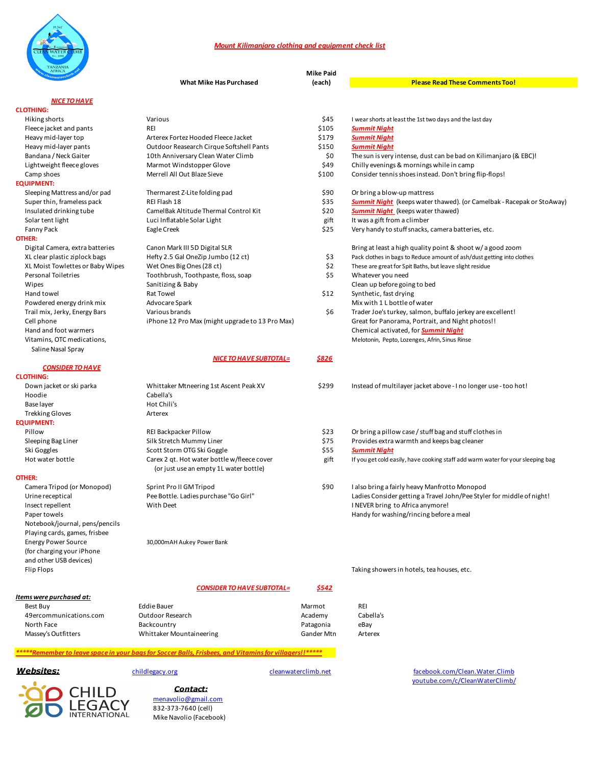# Mount Kilimanjaro clothing and equipment check list

| | What Mike Has Purchased | Mike Paid (each) | Please Read These Comments Too! |
|---|---|---|---|
| ***NICE TO HAVE*** | | | |
| **CLOTHING:** | | | |
| Hiking shorts | Various | $45 | I wear shorts at least the 1st two days and the last day |
| Fleece jacket and pants | REI | $105 | ***Summit Night*** |
| Heavy mid-layer top | Arterex Fortez Hooded Fleece Jacket | $179 | ***Summit Night*** |
| Heavy mid-layer pants | Outdoor Reasearch Cirque Softshell Pants | $150 | ***Summit Night*** |
| Bandana / Neck Gaiter | 10th Anniversary Clean Water Climb | $0 | The sun is very intense, dust can be bad on Kilimanjaro (& EBC)! |
| Lightweight fleece gloves | Marmot Windstopper Glove | $49 | Chilly evenings & mornings while in camp |
| Camp shoes | Merrell All Out Blaze Sieve | $100 | Consider tennis shoes instead. Don't bring flip-flops! |
| **EQUIPMENT:** | | | |
| Sleeping Mattress and/or pad | Thermarest Z-Lite folding pad | $90 | Or bring a blow-up mattress |
| Super thin, frameless pack | REI Flash 18 | $35 | ***Summit Night*** (keeps water thawed). (or Camelbak - Racepak or StoAway) |
| Insulated drinking tube | CamelBak Altitude Thermal Control Kit | $20 | ***Summit Night*** (keeps water thawed) |
| Solar tent light | Luci Inflatable Solar Light | gift | It was a gift from a climber |
| Fanny Pack | Eagle Creek | $25 | Very handy to stuff snacks, camera batteries, etc. |
| **OTHER:** | | | |
| Digital Camera, extra batteries | Canon Mark III 5D Digital SLR | | Bring at least a high quality point & shoot w/ a good zoom |
| XL clear plastic ziplock bags | Hefty 2.5 Gal OneZip Jumbo (12 ct) | $3 | Pack clothes in bags to Reduce amount of ash/dust getting into clothes |
| XL Moist Towlettes or Baby Wipes | Wet Ones Big Ones (28 ct) | $2 | These are great for Spit Baths, but leave slight residue |
| Personal Toiletries | Toothbrush, Toothpaste, floss, soap | $5 | Whatever you need |
| Wipes | Sanitizing & Baby | | Clean up before going to bed |
| Hand towel | Rat Towel | $12 | Synthetic, fast drying |
| Powdered energy drink mix | Advocare Spark | | Mix with 1 L bottle of water |
| Trail mix, Jerky, Energy Bars | Various brands | $6 | Trader Joe's turkey, salmon, buffalo jerkey are excellent! |
| Cell phone | iPhone 12 Pro Max (might upgrade to 13 Pro Max) | | Great for Panorama, Portrait, and Night photos!! |
| Hand and foot warmers | | | Chemical activated, for ***Summit Night*** |
| Vitamins, OTC medications, Saline Nasal Spray | | | Melotonin, Pepto, Lozenges, Afrin, Sinus Rinse |
| | ***NICE TO HAVE SUBTOTAL=*** | ***$826*** | |
| ***CONSIDER TO HAVE*** | | | |
| **CLOTHING:** | | | |
| Down jacket or ski parka | Whittaker Mtneering 1st Ascent Peak XV | $299 | Instead of multilayer jacket above - I no longer use - too hot! |
| Hoodie | Cabella's | | |
| Base layer | Hot Chili's | | |
| Trekking Gloves | Arterex | | |
| **EQUIPMENT:** | | | |
| Pillow | REI Backpacker Pillow | $23 | Or bring a pillow case / stuff bag and stuff clothes in |
| Sleeping Bag Liner | Silk Stretch Mummy Liner | $75 | Provides extra warmth and keeps bag cleaner |
| Ski Goggles | Scott Storm OTG Ski Goggle | $55 | ***Summit Night*** |
| Hot water bottle | Carex 2 qt. Hot water bottle w/fleece cover (or just use an empty 1L water bottle) | gift | If you get cold easily, have cooking staff add warm water for your sleeping bag |
| **OTHER:** | | | |
| Camera Tripod (or Monopod) | Sprint Pro II GM Tripod | $90 | I also bring a fairly heavy Manfrotto Monopod |
| Urine receptical | Pee Bottle. Ladies purchase "Go Girl" | | Ladies Consider getting a Travel John/Pee Styler for middle of night! |
| Insect repellent | With Deet | | I NEVER bring to Africa anymore! |
| Paper towels | | | Handy for washing/rincing before a meal |
| Notebook/journal, pens/pencils | | | |
| Playing cards, games, frisbee | | | |
| Energy Power Source (for charging your iPhone and other USB devices) | 30,000mAH Aukey Power Bank | | |
| Flip Flops | | | Taking showers in hotels, tea houses, etc. |
| | ***CONSIDER TO HAVE SUBTOTAL=*** | ***$542*** | |

***Items were purchased at:***

| | | | |
|---|---|---|---|
| Best Buy | Eddie Bauer | Marmot | REI |
| 49ercommunications.com | Outdoor Research | Academy | Cabella's |
| North Face | Backcountry | Patagonia | eBay |
| Massey's Outfitters | Whittaker Mountaineering | Gander Mtn | Arterex |

***\*\*\*\*\*Remember to leave space in your bags for Soccer Balls, Frisbees, and Vitamins for villagers!!\*\*\*\*\****

***Websites:*** childlegacy.org cleanwaterclimb.net facebook.com/Clean.Water.Climb youtube.com/c/CleanWaterClimb/

CHILD LEGACY INTERNATIONAL

***Contact:***
menavolio@gmail.com
832-373-7640 (cell)
Mike Navolio (Facebook)